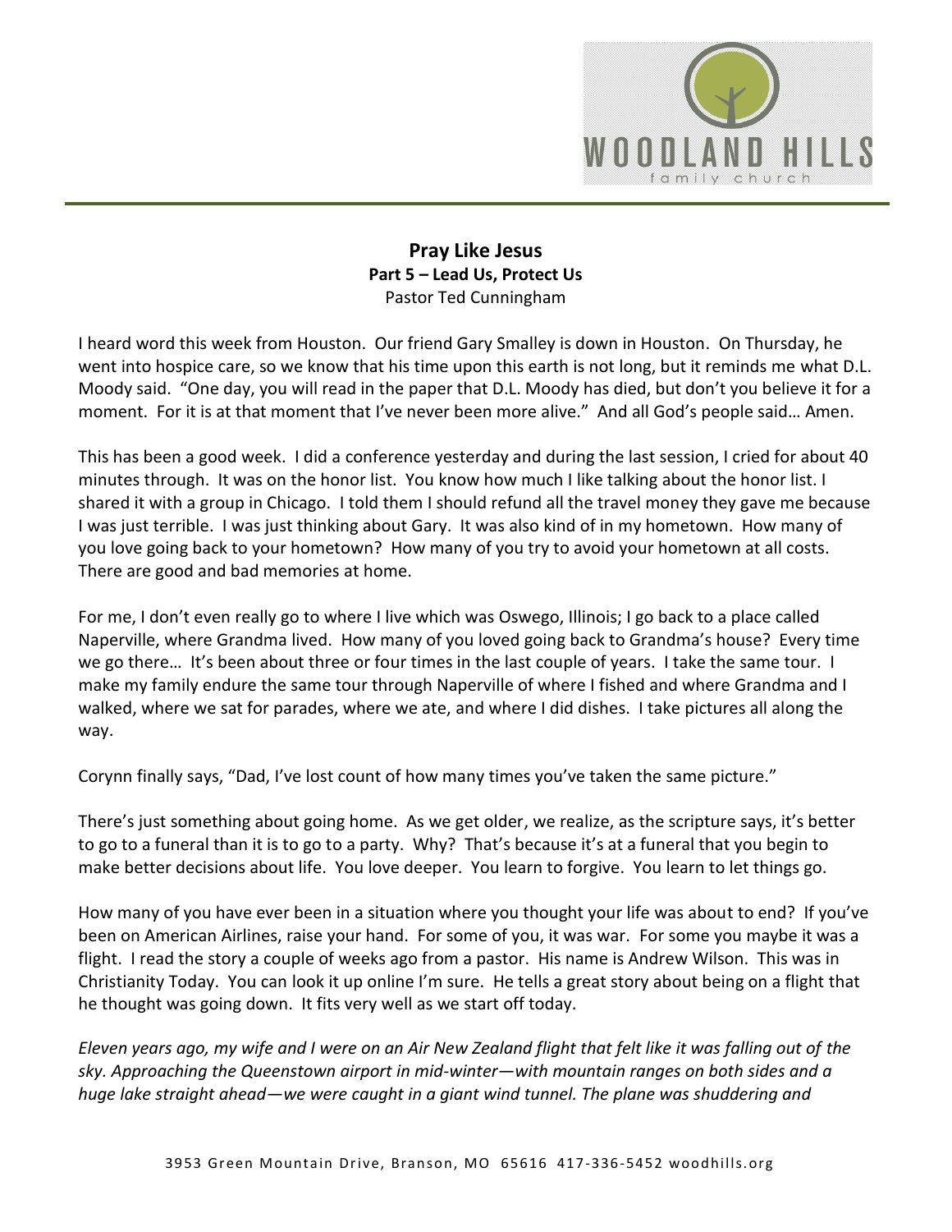# Pray Like Jesus
**Part 5 – Lead Us, Protect Us**
Pastor Ted Cunningham

I heard word this week from Houston. Our friend Gary Smalley is down in Houston. On Thursday, he went into hospice care, so we know that his time upon this earth is not long, but it reminds me what D.L. Moody said. "One day, you will read in the paper that D.L. Moody has died, but don't you believe it for a moment. For it is at that moment that I've never been more alive." And all God's people said… Amen.

This has been a good week. I did a conference yesterday and during the last session, I cried for about 40 minutes through. It was on the honor list. You know how much I like talking about the honor list. I shared it with a group in Chicago. I told them I should refund all the travel money they gave me because I was just terrible. I was just thinking about Gary. It was also kind of in my hometown. How many of you love going back to your hometown? How many of you try to avoid your hometown at all costs. There are good and bad memories at home.

For me, I don't even really go to where I live which was Oswego, Illinois; I go back to a place called Naperville, where Grandma lived. How many of you loved going back to Grandma's house? Every time we go there… It's been about three or four times in the last couple of years. I take the same tour. I make my family endure the same tour through Naperville of where I fished and where Grandma and I walked, where we sat for parades, where we ate, and where I did dishes. I take pictures all along the way.

Corynn finally says, "Dad, I've lost count of how many times you've taken the same picture."

There's just something about going home. As we get older, we realize, as the scripture says, it's better to go to a funeral than it is to go to a party. Why? That's because it's at a funeral that you begin to make better decisions about life. You love deeper. You learn to forgive. You learn to let things go.

How many of you have ever been in a situation where you thought your life was about to end? If you've been on American Airlines, raise your hand. For some of you, it was war. For some you maybe it was a flight. I read the story a couple of weeks ago from a pastor. His name is Andrew Wilson. This was in Christianity Today. You can look it up online I'm sure. He tells a great story about being on a flight that he thought was going down. It fits very well as we start off today.

*Eleven years ago, my wife and I were on an Air New Zealand flight that felt like it was falling out of the sky. Approaching the Queenstown airport in mid-winter—with mountain ranges on both sides and a huge lake straight ahead—we were caught in a giant wind tunnel. The plane was shuddering and*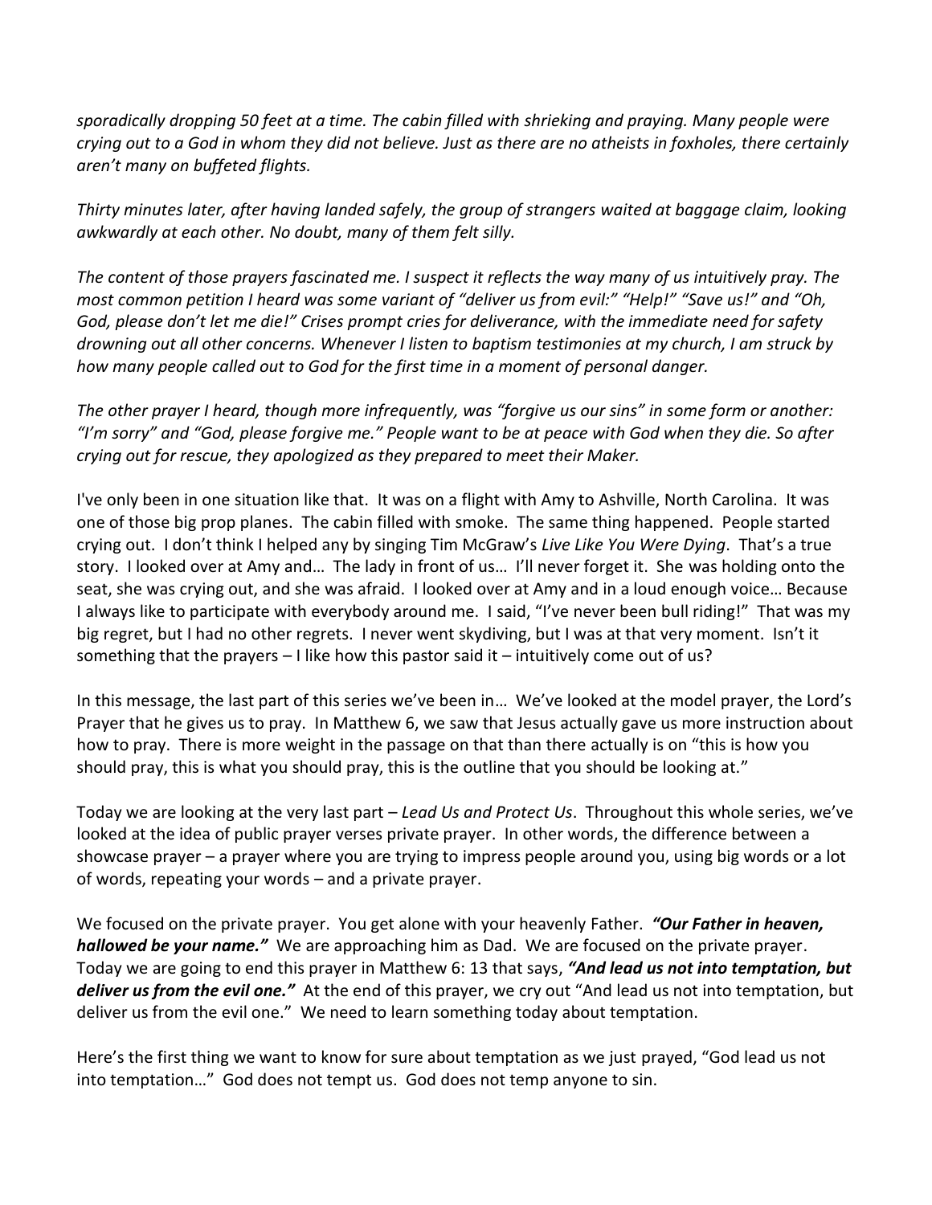*sporadically dropping 50 feet at a time. The cabin filled with shrieking and praying. Many people were crying out to a God in whom they did not believe. Just as there are no atheists in foxholes, there certainly aren't many on buffeted flights.*

*Thirty minutes later, after having landed safely, the group of strangers waited at baggage claim, looking awkwardly at each other. No doubt, many of them felt silly.*

*The content of those prayers fascinated me. I suspect it reflects the way many of us intuitively pray. The most common petition I heard was some variant of "deliver us from evil:" "Help!" "Save us!" and "Oh, God, please don't let me die!" Crises prompt cries for deliverance, with the immediate need for safety drowning out all other concerns. Whenever I listen to baptism testimonies at my church, I am struck by how many people called out to God for the first time in a moment of personal danger.*

*The other prayer I heard, though more infrequently, was "forgive us our sins" in some form or another: "I'm sorry" and "God, please forgive me." People want to be at peace with God when they die. So after crying out for rescue, they apologized as they prepared to meet their Maker.*

I've only been in one situation like that. It was on a flight with Amy to Ashville, North Carolina. It was one of those big prop planes. The cabin filled with smoke. The same thing happened. People started crying out. I don't think I helped any by singing Tim McGraw's *Live Like You Were Dying*. That's a true story. I looked over at Amy and… The lady in front of us… I'll never forget it. She was holding onto the seat, she was crying out, and she was afraid. I looked over at Amy and in a loud enough voice… Because I always like to participate with everybody around me. I said, "I've never been bull riding!" That was my big regret, but I had no other regrets. I never went skydiving, but I was at that very moment. Isn't it something that the prayers – I like how this pastor said it – intuitively come out of us?

In this message, the last part of this series we've been in… We've looked at the model prayer, the Lord's Prayer that he gives us to pray. In Matthew 6, we saw that Jesus actually gave us more instruction about how to pray. There is more weight in the passage on that than there actually is on "this is how you should pray, this is what you should pray, this is the outline that you should be looking at."

Today we are looking at the very last part – *Lead Us and Protect Us*. Throughout this whole series, we've looked at the idea of public prayer verses private prayer. In other words, the difference between a showcase prayer – a prayer where you are trying to impress people around you, using big words or a lot of words, repeating your words – and a private prayer.

We focused on the private prayer. You get alone with your heavenly Father. ***"Our Father in heaven, hallowed be your name."*** We are approaching him as Dad. We are focused on the private prayer. Today we are going to end this prayer in Matthew 6: 13 that says, ***"And lead us not into temptation, but deliver us from the evil one."*** At the end of this prayer, we cry out "And lead us not into temptation, but deliver us from the evil one." We need to learn something today about temptation.

Here's the first thing we want to know for sure about temptation as we just prayed, "God lead us not into temptation…" God does not tempt us. God does not temp anyone to sin.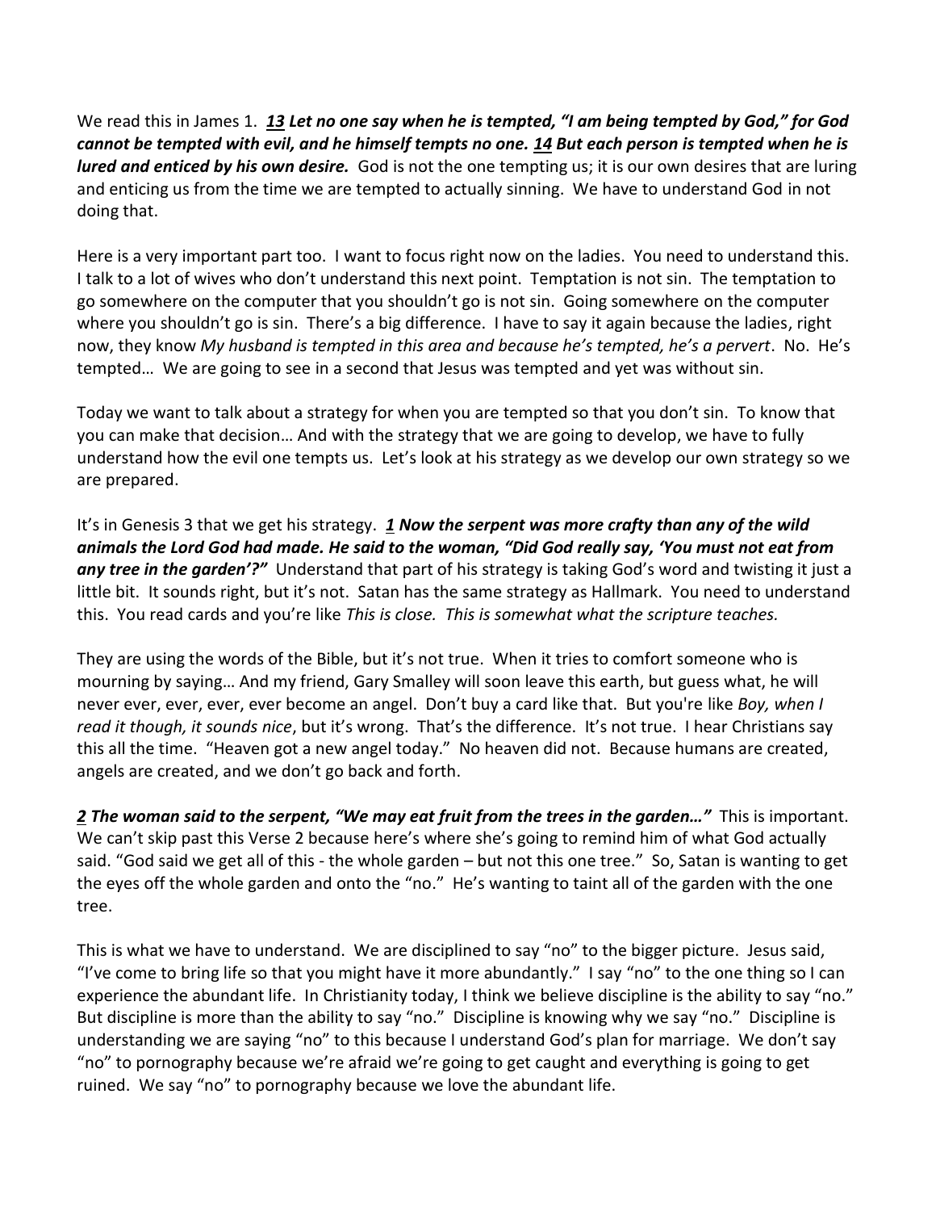We read this in James 1. ***13*** ***Let no one say when he is tempted, "I am being tempted by God," for God cannot be tempted with evil, and he himself tempts no one.*** ***14*** ***But each person is tempted when he is lured and enticed by his own desire.*** God is not the one tempting us; it is our own desires that are luring and enticing us from the time we are tempted to actually sinning. We have to understand God in not doing that.

Here is a very important part too. I want to focus right now on the ladies. You need to understand this. I talk to a lot of wives who don't understand this next point. Temptation is not sin. The temptation to go somewhere on the computer that you shouldn't go is not sin. Going somewhere on the computer where you shouldn't go is sin. There's a big difference. I have to say it again because the ladies, right now, they know *My husband is tempted in this area and because he's tempted, he's a pervert*. No. He's tempted… We are going to see in a second that Jesus was tempted and yet was without sin.

Today we want to talk about a strategy for when you are tempted so that you don't sin. To know that you can make that decision… And with the strategy that we are going to develop, we have to fully understand how the evil one tempts us. Let's look at his strategy as we develop our own strategy so we are prepared.

It's in Genesis 3 that we get his strategy. ***1*** ***Now the serpent was more crafty than any of the wild animals the Lord God had made. He said to the woman, "Did God really say, 'You must not eat from any tree in the garden'?"*** Understand that part of his strategy is taking God's word and twisting it just a little bit. It sounds right, but it's not. Satan has the same strategy as Hallmark. You need to understand this. You read cards and you're like *This is close. This is somewhat what the scripture teaches.*

They are using the words of the Bible, but it's not true. When it tries to comfort someone who is mourning by saying… And my friend, Gary Smalley will soon leave this earth, but guess what, he will never ever, ever, ever, ever become an angel. Don't buy a card like that. But you're like *Boy, when I read it though, it sounds nice*, but it's wrong. That's the difference. It's not true. I hear Christians say this all the time. "Heaven got a new angel today." No heaven did not. Because humans are created, angels are created, and we don't go back and forth.

***2*** ***The woman said to the serpent, "We may eat fruit from the trees in the garden…"*** This is important. We can't skip past this Verse 2 because here's where she's going to remind him of what God actually said. "God said we get all of this - the whole garden – but not this one tree." So, Satan is wanting to get the eyes off the whole garden and onto the "no." He's wanting to taint all of the garden with the one tree.

This is what we have to understand. We are disciplined to say "no" to the bigger picture. Jesus said, "I've come to bring life so that you might have it more abundantly." I say "no" to the one thing so I can experience the abundant life. In Christianity today, I think we believe discipline is the ability to say "no." But discipline is more than the ability to say "no." Discipline is knowing why we say "no." Discipline is understanding we are saying "no" to this because I understand God's plan for marriage. We don't say "no" to pornography because we're afraid we're going to get caught and everything is going to get ruined. We say "no" to pornography because we love the abundant life.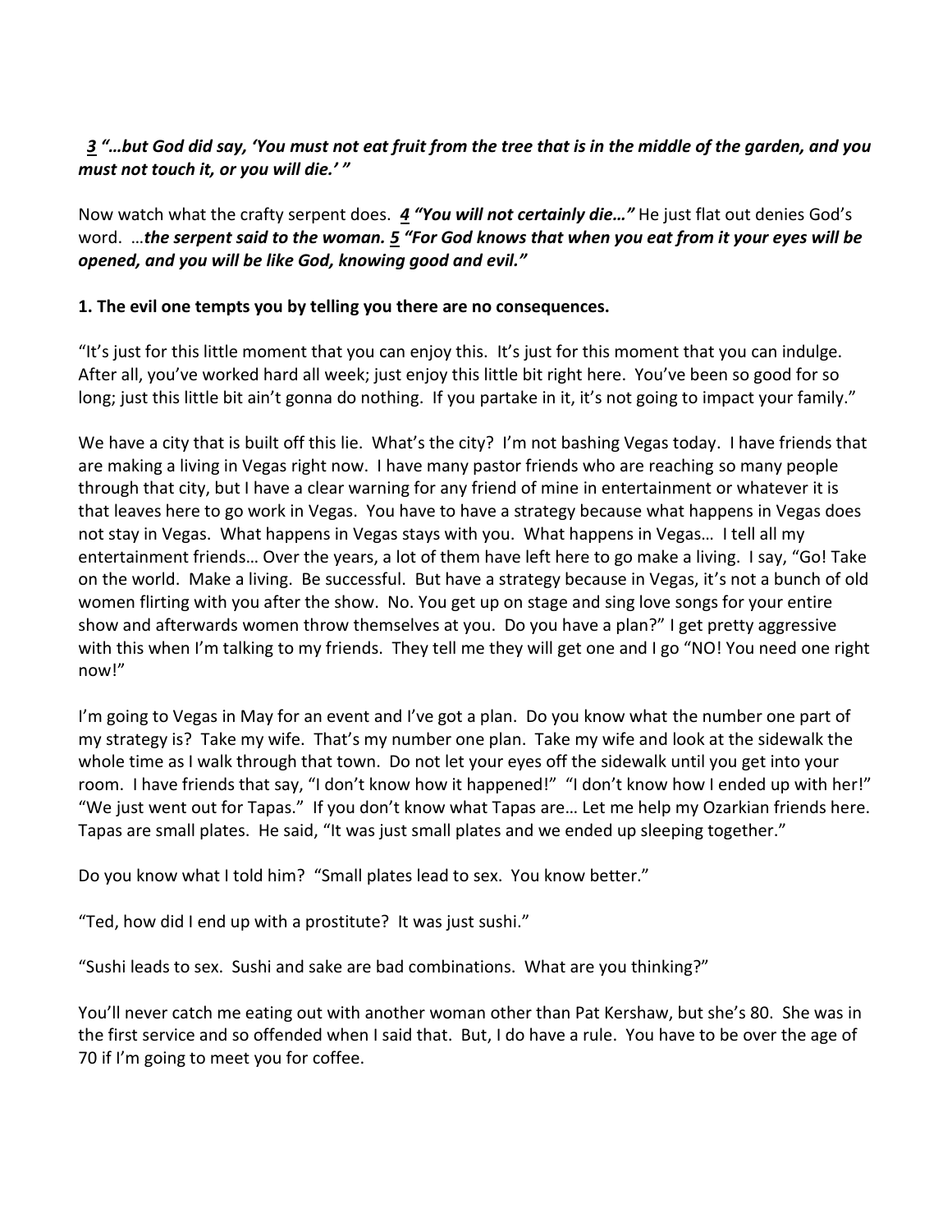***3*** ***"…but God did say, 'You must not eat fruit from the tree that is in the middle of the garden, and you must not touch it, or you will die.' "***

Now watch what the crafty serpent does. ***4*** ***"You will not certainly die…"*** He just flat out denies God's word. …***the serpent said to the woman.*** ***5*** ***"For God knows that when you eat from it your eyes will be opened, and you will be like God, knowing good and evil."***

**1. The evil one tempts you by telling you there are no consequences.**

"It's just for this little moment that you can enjoy this. It's just for this moment that you can indulge. After all, you've worked hard all week; just enjoy this little bit right here. You've been so good for so long; just this little bit ain't gonna do nothing. If you partake in it, it's not going to impact your family."

We have a city that is built off this lie. What's the city? I'm not bashing Vegas today. I have friends that are making a living in Vegas right now. I have many pastor friends who are reaching so many people through that city, but I have a clear warning for any friend of mine in entertainment or whatever it is that leaves here to go work in Vegas. You have to have a strategy because what happens in Vegas does not stay in Vegas. What happens in Vegas stays with you. What happens in Vegas… I tell all my entertainment friends… Over the years, a lot of them have left here to go make a living. I say, "Go! Take on the world. Make a living. Be successful. But have a strategy because in Vegas, it's not a bunch of old women flirting with you after the show. No. You get up on stage and sing love songs for your entire show and afterwards women throw themselves at you. Do you have a plan?" I get pretty aggressive with this when I'm talking to my friends. They tell me they will get one and I go "NO! You need one right now!"

I'm going to Vegas in May for an event and I've got a plan. Do you know what the number one part of my strategy is? Take my wife. That's my number one plan. Take my wife and look at the sidewalk the whole time as I walk through that town. Do not let your eyes off the sidewalk until you get into your room. I have friends that say, "I don't know how it happened!" "I don't know how I ended up with her!" "We just went out for Tapas." If you don't know what Tapas are… Let me help my Ozarkian friends here. Tapas are small plates. He said, "It was just small plates and we ended up sleeping together."

Do you know what I told him? "Small plates lead to sex. You know better."

"Ted, how did I end up with a prostitute? It was just sushi."

"Sushi leads to sex. Sushi and sake are bad combinations. What are you thinking?"

You'll never catch me eating out with another woman other than Pat Kershaw, but she's 80. She was in the first service and so offended when I said that. But, I do have a rule. You have to be over the age of 70 if I'm going to meet you for coffee.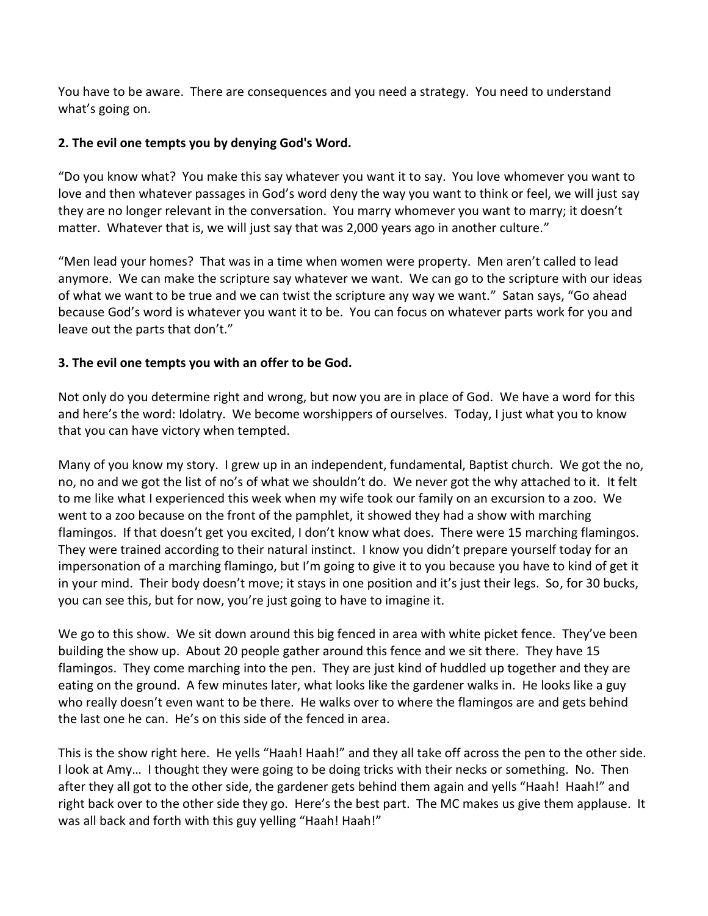You have to be aware. There are consequences and you need a strategy. You need to understand what's going on.

**2. The evil one tempts you by denying God's Word.**

"Do you know what? You make this say whatever you want it to say. You love whomever you want to love and then whatever passages in God's word deny the way you want to think or feel, we will just say they are no longer relevant in the conversation. You marry whomever you want to marry; it doesn't matter. Whatever that is, we will just say that was 2,000 years ago in another culture."

"Men lead your homes? That was in a time when women were property. Men aren't called to lead anymore. We can make the scripture say whatever we want. We can go to the scripture with our ideas of what we want to be true and we can twist the scripture any way we want." Satan says, "Go ahead because God's word is whatever you want it to be. You can focus on whatever parts work for you and leave out the parts that don't."

**3. The evil one tempts you with an offer to be God.**

Not only do you determine right and wrong, but now you are in place of God. We have a word for this and here's the word: Idolatry. We become worshippers of ourselves. Today, I just what you to know that you can have victory when tempted.

Many of you know my story. I grew up in an independent, fundamental, Baptist church. We got the no, no, no and we got the list of no's of what we shouldn't do. We never got the why attached to it. It felt to me like what I experienced this week when my wife took our family on an excursion to a zoo. We went to a zoo because on the front of the pamphlet, it showed they had a show with marching flamingos. If that doesn't get you excited, I don't know what does. There were 15 marching flamingos. They were trained according to their natural instinct. I know you didn't prepare yourself today for an impersonation of a marching flamingo, but I'm going to give it to you because you have to kind of get it in your mind. Their body doesn't move; it stays in one position and it's just their legs. So, for 30 bucks, you can see this, but for now, you're just going to have to imagine it.

We go to this show. We sit down around this big fenced in area with white picket fence. They've been building the show up. About 20 people gather around this fence and we sit there. They have 15 flamingos. They come marching into the pen. They are just kind of huddled up together and they are eating on the ground. A few minutes later, what looks like the gardener walks in. He looks like a guy who really doesn't even want to be there. He walks over to where the flamingos are and gets behind the last one he can. He's on this side of the fenced in area.

This is the show right here. He yells "Haah! Haah!" and they all take off across the pen to the other side. I look at Amy… I thought they were going to be doing tricks with their necks or something. No. Then after they all got to the other side, the gardener gets behind them again and yells "Haah! Haah!" and right back over to the other side they go. Here's the best part. The MC makes us give them applause. It was all back and forth with this guy yelling "Haah! Haah!"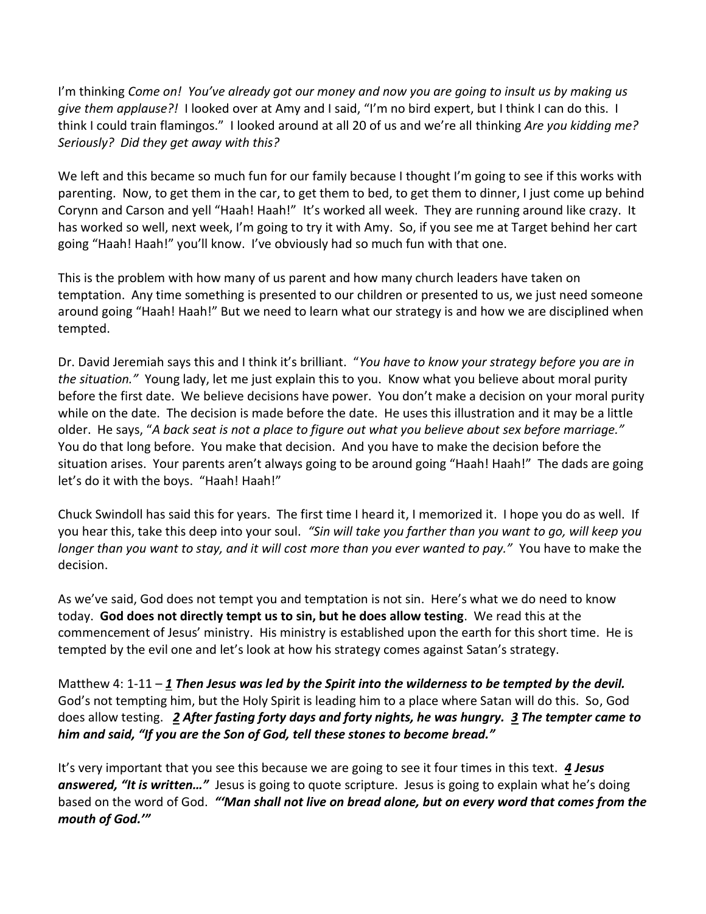I'm thinking *Come on! You've already got our money and now you are going to insult us by making us give them applause?!* I looked over at Amy and I said, "I'm no bird expert, but I think I can do this. I think I could train flamingos." I looked around at all 20 of us and we're all thinking *Are you kidding me? Seriously? Did they get away with this?*

We left and this became so much fun for our family because I thought I'm going to see if this works with parenting. Now, to get them in the car, to get them to bed, to get them to dinner, I just come up behind Corynn and Carson and yell "Haah! Haah!" It's worked all week. They are running around like crazy. It has worked so well, next week, I'm going to try it with Amy. So, if you see me at Target behind her cart going "Haah! Haah!" you'll know. I've obviously had so much fun with that one.

This is the problem with how many of us parent and how many church leaders have taken on temptation. Any time something is presented to our children or presented to us, we just need someone around going "Haah! Haah!" But we need to learn what our strategy is and how we are disciplined when tempted.

Dr. David Jeremiah says this and I think it's brilliant. "*You have to know your strategy before you are in the situation.*" Young lady, let me just explain this to you. Know what you believe about moral purity before the first date. We believe decisions have power. You don't make a decision on your moral purity while on the date. The decision is made before the date. He uses this illustration and it may be a little older. He says, "*A back seat is not a place to figure out what you believe about sex before marriage.*" You do that long before. You make that decision. And you have to make the decision before the situation arises. Your parents aren't always going to be around going "Haah! Haah!" The dads are going let's do it with the boys. "Haah! Haah!"

Chuck Swindoll has said this for years. The first time I heard it, I memorized it. I hope you do as well. If you hear this, take this deep into your soul. *"Sin will take you farther than you want to go, will keep you longer than you want to stay, and it will cost more than you ever wanted to pay."* You have to make the decision.

As we've said, God does not tempt you and temptation is not sin. Here's what we do need to know today. **God does not directly tempt us to sin, but he does allow testing**. We read this at the commencement of Jesus' ministry. His ministry is established upon the earth for this short time. He is tempted by the evil one and let's look at how his strategy comes against Satan's strategy.

Matthew 4: 1-11 – ***1 Then Jesus was led by the Spirit into the wilderness to be tempted by the devil.*** God's not tempting him, but the Holy Spirit is leading him to a place where Satan will do this. So, God does allow testing. ***2 After fasting forty days and forty nights, he was hungry. 3 The tempter came to him and said, "If you are the Son of God, tell these stones to become bread."***

It's very important that you see this because we are going to see it four times in this text. ***4 Jesus answered, "It is written…"*** Jesus is going to quote scripture. Jesus is going to explain what he's doing based on the word of God. ***"'Man shall not live on bread alone, but on every word that comes from the mouth of God.'"***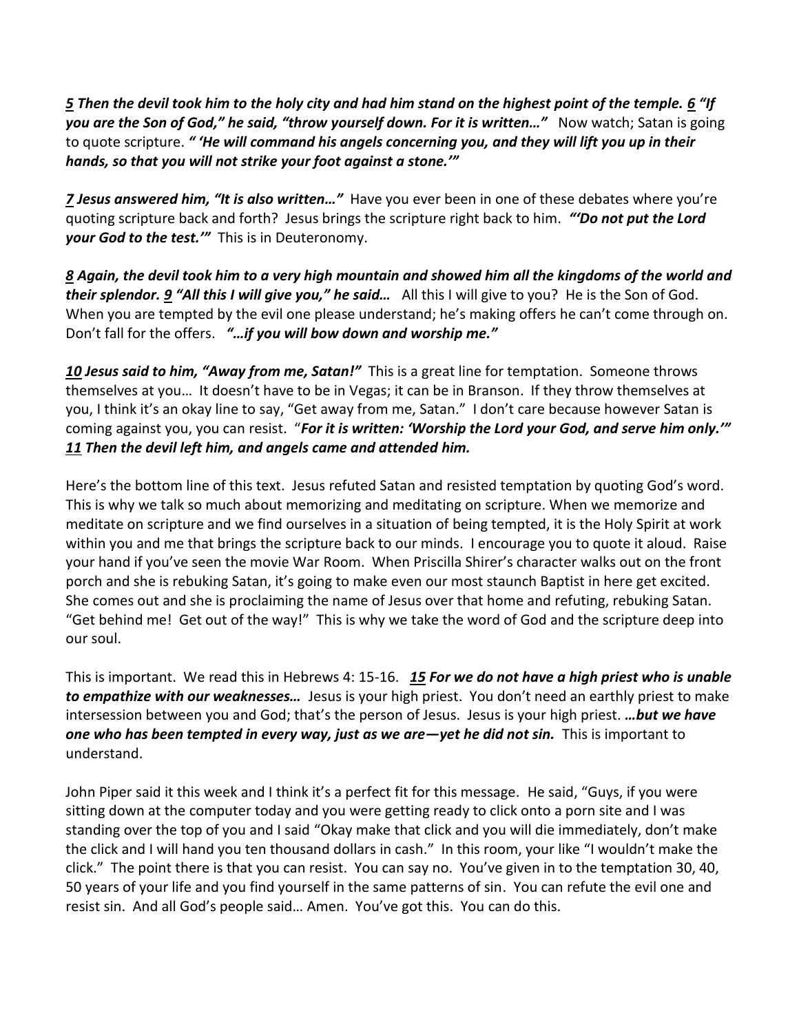***5*** ***Then the devil took him to the holy city and had him stand on the highest point of the temple.*** ***6*** ***"If you are the Son of God," he said, "throw yourself down. For it is written…"*** Now watch; Satan is going to quote scripture. ***" 'He will command his angels concerning you, and they will lift you up in their hands, so that you will not strike your foot against a stone.'"***

***7*** ***Jesus answered him, "It is also written…"*** Have you ever been in one of these debates where you're quoting scripture back and forth? Jesus brings the scripture right back to him. ***"'Do not put the Lord your God to the test.'"*** This is in Deuteronomy.

***8*** ***Again, the devil took him to a very high mountain and showed him all the kingdoms of the world and their splendor.*** ***9*** ***"All this I will give you," he said…*** All this I will give to you? He is the Son of God. When you are tempted by the evil one please understand; he's making offers he can't come through on. Don't fall for the offers. ***"…if you will bow down and worship me."***

***10*** ***Jesus said to him, "Away from me, Satan!"*** This is a great line for temptation. Someone throws themselves at you… It doesn't have to be in Vegas; it can be in Branson. If they throw themselves at you, I think it's an okay line to say, "Get away from me, Satan." I don't care because however Satan is coming against you, you can resist. "***For it is written: 'Worship the Lord your God, and serve him only.'"*** ***11*** ***Then the devil left him, and angels came and attended him.***

Here's the bottom line of this text. Jesus refuted Satan and resisted temptation by quoting God's word. This is why we talk so much about memorizing and meditating on scripture. When we memorize and meditate on scripture and we find ourselves in a situation of being tempted, it is the Holy Spirit at work within you and me that brings the scripture back to our minds. I encourage you to quote it aloud. Raise your hand if you've seen the movie War Room. When Priscilla Shirer's character walks out on the front porch and she is rebuking Satan, it's going to make even our most staunch Baptist in here get excited. She comes out and she is proclaiming the name of Jesus over that home and refuting, rebuking Satan. "Get behind me! Get out of the way!" This is why we take the word of God and the scripture deep into our soul.

This is important. We read this in Hebrews 4: 15-16. ***15*** ***For we do not have a high priest who is unable to empathize with our weaknesses…*** Jesus is your high priest. You don't need an earthly priest to make intersession between you and God; that's the person of Jesus. Jesus is your high priest. ***…but we have one who has been tempted in every way, just as we are—yet he did not sin.*** This is important to understand.

John Piper said it this week and I think it's a perfect fit for this message. He said, "Guys, if you were sitting down at the computer today and you were getting ready to click onto a porn site and I was standing over the top of you and I said "Okay make that click and you will die immediately, don't make the click and I will hand you ten thousand dollars in cash." In this room, your like "I wouldn't make the click." The point there is that you can resist. You can say no. You've given in to the temptation 30, 40, 50 years of your life and you find yourself in the same patterns of sin. You can refute the evil one and resist sin. And all God's people said… Amen. You've got this. You can do this.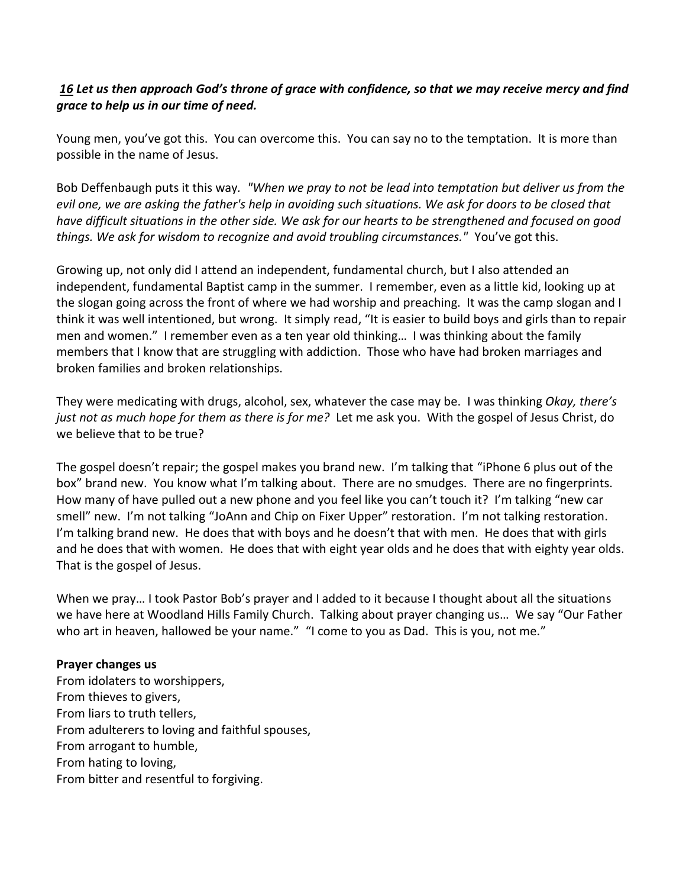***16** Let us then approach God's throne of grace with confidence, so that we may receive mercy and find grace to help us in our time of need.*

Young men, you've got this. You can overcome this. You can say no to the temptation. It is more than possible in the name of Jesus.

Bob Deffenbaugh puts it this way. *"When we pray to not be lead into temptation but deliver us from the evil one, we are asking the father's help in avoiding such situations. We ask for doors to be closed that have difficult situations in the other side. We ask for our hearts to be strengthened and focused on good things. We ask for wisdom to recognize and avoid troubling circumstances."* You've got this.

Growing up, not only did I attend an independent, fundamental church, but I also attended an independent, fundamental Baptist camp in the summer. I remember, even as a little kid, looking up at the slogan going across the front of where we had worship and preaching. It was the camp slogan and I think it was well intentioned, but wrong. It simply read, "It is easier to build boys and girls than to repair men and women." I remember even as a ten year old thinking… I was thinking about the family members that I know that are struggling with addiction. Those who have had broken marriages and broken families and broken relationships.

They were medicating with drugs, alcohol, sex, whatever the case may be. I was thinking *Okay, there's just not as much hope for them as there is for me?* Let me ask you. With the gospel of Jesus Christ, do we believe that to be true?

The gospel doesn't repair; the gospel makes you brand new. I'm talking that "iPhone 6 plus out of the box" brand new. You know what I'm talking about. There are no smudges. There are no fingerprints. How many of have pulled out a new phone and you feel like you can't touch it? I'm talking "new car smell" new. I'm not talking "JoAnn and Chip on Fixer Upper" restoration. I'm not talking restoration. I'm talking brand new. He does that with boys and he doesn't that with men. He does that with girls and he does that with women. He does that with eight year olds and he does that with eighty year olds. That is the gospel of Jesus.

When we pray… I took Pastor Bob's prayer and I added to it because I thought about all the situations we have here at Woodland Hills Family Church. Talking about prayer changing us… We say "Our Father who art in heaven, hallowed be your name." "I come to you as Dad. This is you, not me."

**Prayer changes us**
From idolaters to worshippers,
From thieves to givers,
From liars to truth tellers,
From adulterers to loving and faithful spouses,
From arrogant to humble,
From hating to loving,
From bitter and resentful to forgiving.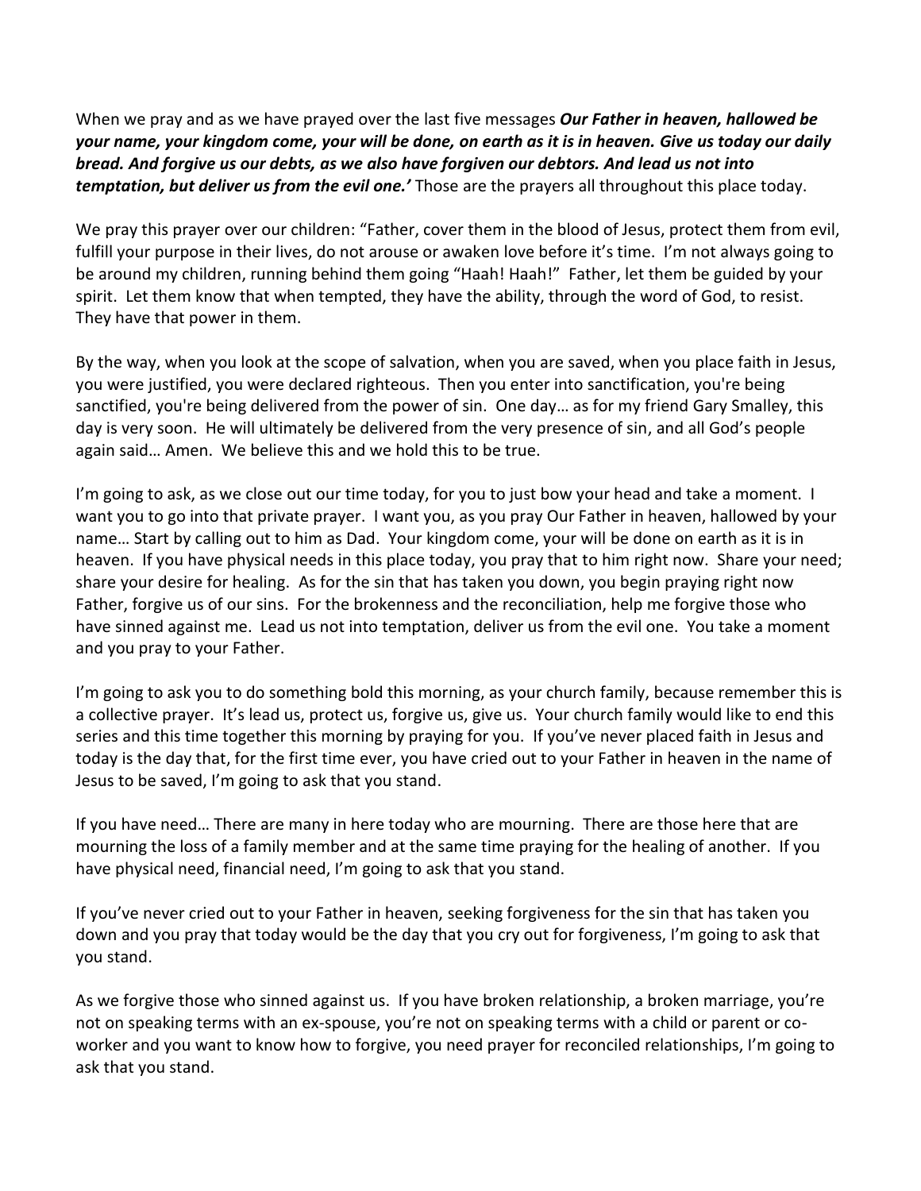When we pray and as we have prayed over the last five messages ***Our Father in heaven, hallowed be your name, your kingdom come, your will be done, on earth as it is in heaven. Give us today our daily bread. And forgive us our debts, as we also have forgiven our debtors. And lead us not into temptation, but deliver us from the evil one.'*** Those are the prayers all throughout this place today.

We pray this prayer over our children: "Father, cover them in the blood of Jesus, protect them from evil, fulfill your purpose in their lives, do not arouse or awaken love before it's time. I'm not always going to be around my children, running behind them going "Haah! Haah!" Father, let them be guided by your spirit. Let them know that when tempted, they have the ability, through the word of God, to resist. They have that power in them.

By the way, when you look at the scope of salvation, when you are saved, when you place faith in Jesus, you were justified, you were declared righteous. Then you enter into sanctification, you're being sanctified, you're being delivered from the power of sin. One day… as for my friend Gary Smalley, this day is very soon. He will ultimately be delivered from the very presence of sin, and all God's people again said… Amen. We believe this and we hold this to be true.

I'm going to ask, as we close out our time today, for you to just bow your head and take a moment. I want you to go into that private prayer. I want you, as you pray Our Father in heaven, hallowed by your name… Start by calling out to him as Dad. Your kingdom come, your will be done on earth as it is in heaven. If you have physical needs in this place today, you pray that to him right now. Share your need; share your desire for healing. As for the sin that has taken you down, you begin praying right now Father, forgive us of our sins. For the brokenness and the reconciliation, help me forgive those who have sinned against me. Lead us not into temptation, deliver us from the evil one. You take a moment and you pray to your Father.

I'm going to ask you to do something bold this morning, as your church family, because remember this is a collective prayer. It's lead us, protect us, forgive us, give us. Your church family would like to end this series and this time together this morning by praying for you. If you've never placed faith in Jesus and today is the day that, for the first time ever, you have cried out to your Father in heaven in the name of Jesus to be saved, I'm going to ask that you stand.

If you have need… There are many in here today who are mourning. There are those here that are mourning the loss of a family member and at the same time praying for the healing of another. If you have physical need, financial need, I'm going to ask that you stand.

If you've never cried out to your Father in heaven, seeking forgiveness for the sin that has taken you down and you pray that today would be the day that you cry out for forgiveness, I'm going to ask that you stand.

As we forgive those who sinned against us. If you have broken relationship, a broken marriage, you're not on speaking terms with an ex-spouse, you're not on speaking terms with a child or parent or co-worker and you want to know how to forgive, you need prayer for reconciled relationships, I'm going to ask that you stand.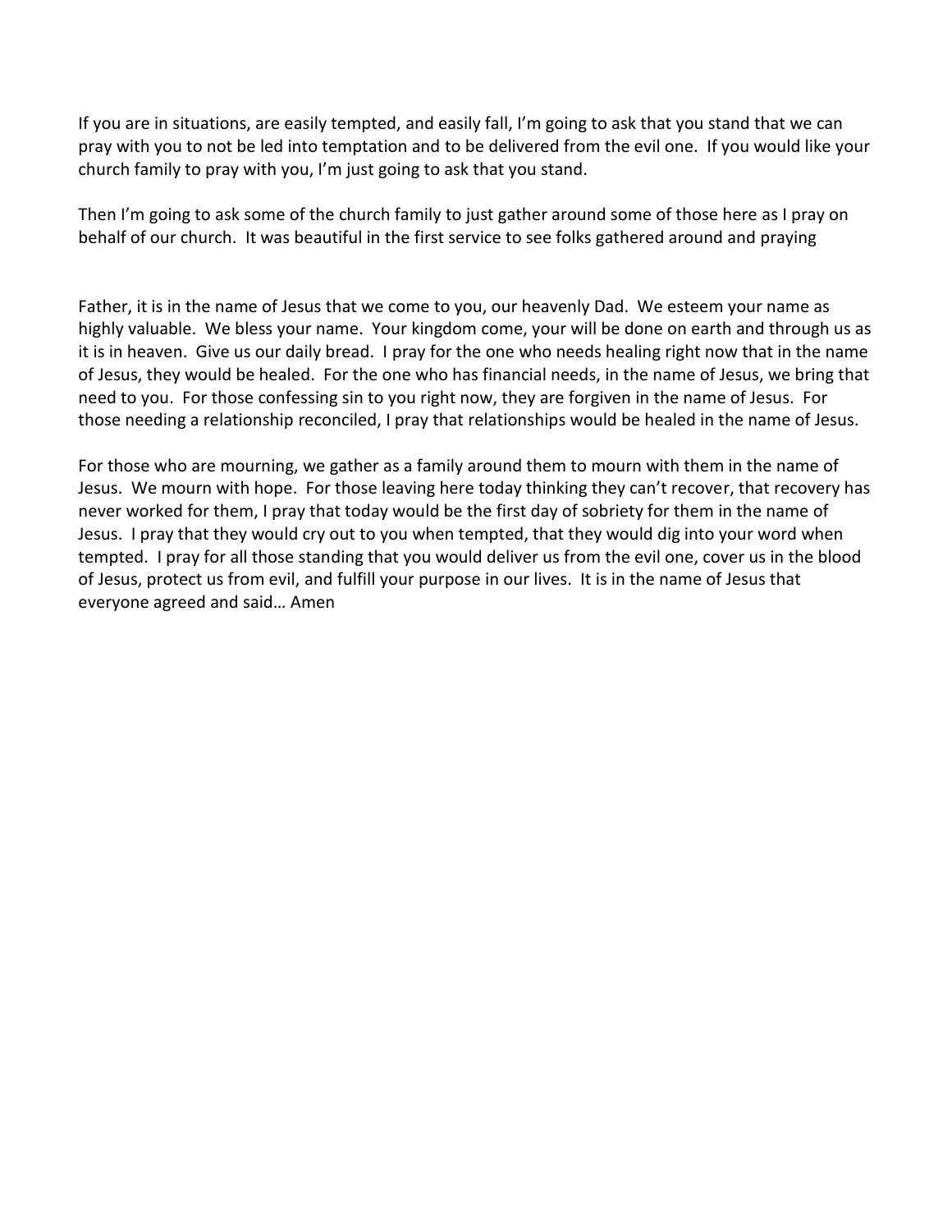If you are in situations, are easily tempted, and easily fall, I'm going to ask that you stand that we can pray with you to not be led into temptation and to be delivered from the evil one. If you would like your church family to pray with you, I'm just going to ask that you stand.

Then I'm going to ask some of the church family to just gather around some of those here as I pray on behalf of our church. It was beautiful in the first service to see folks gathered around and praying

Father, it is in the name of Jesus that we come to you, our heavenly Dad. We esteem your name as highly valuable. We bless your name. Your kingdom come, your will be done on earth and through us as it is in heaven. Give us our daily bread. I pray for the one who needs healing right now that in the name of Jesus, they would be healed. For the one who has financial needs, in the name of Jesus, we bring that need to you. For those confessing sin to you right now, they are forgiven in the name of Jesus. For those needing a relationship reconciled, I pray that relationships would be healed in the name of Jesus.

For those who are mourning, we gather as a family around them to mourn with them in the name of Jesus. We mourn with hope. For those leaving here today thinking they can't recover, that recovery has never worked for them, I pray that today would be the first day of sobriety for them in the name of Jesus. I pray that they would cry out to you when tempted, that they would dig into your word when tempted. I pray for all those standing that you would deliver us from the evil one, cover us in the blood of Jesus, protect us from evil, and fulfill your purpose in our lives. It is in the name of Jesus that everyone agreed and said… Amen